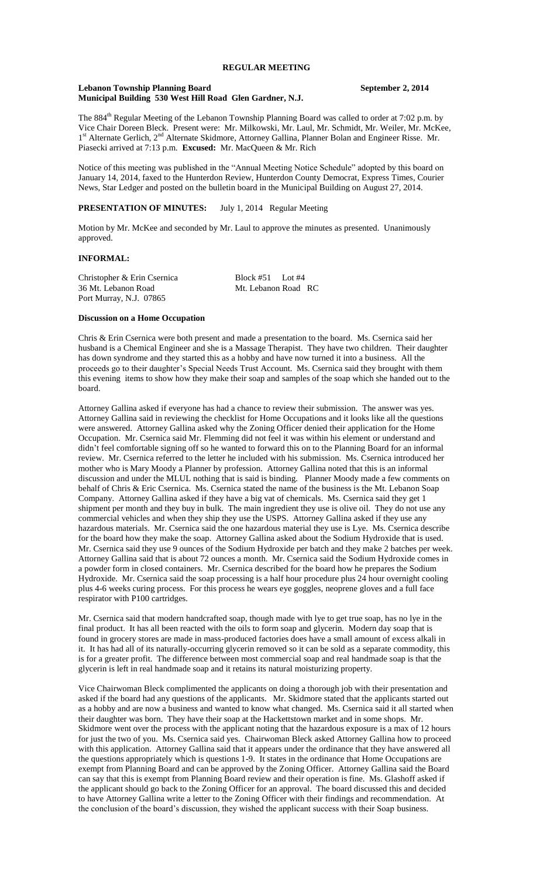# REGULAR MEETING

**Lebanon Township Planning Board** **September 2, 2014**
**Municipal Building 530 West Hill Road Glen Gardner, N.J.**

The 884th Regular Meeting of the Lebanon Township Planning Board was called to order at 7:02 p.m. by Vice Chair Doreen Bleck. Present were: Mr. Milkowski, Mr. Laul, Mr. Schmidt, Mr. Weiler, Mr. McKee, 1st Alternate Gerlich, 2nd Alternate Skidmore, Attorney Gallina, Planner Bolan and Engineer Risse. Mr. Piasecki arrived at 7:13 p.m. **Excused:** Mr. MacQueen & Mr. Rich

Notice of this meeting was published in the "Annual Meeting Notice Schedule" adopted by this board on January 14, 2014, faxed to the Hunterdon Review, Hunterdon County Democrat, Express Times, Courier News, Star Ledger and posted on the bulletin board in the Municipal Building on August 27, 2014.

**PRESENTATION OF MINUTES:** July 1, 2014 Regular Meeting

Motion by Mr. McKee and seconded by Mr. Laul to approve the minutes as presented. Unanimously approved.

**INFORMAL:**

Christopher & Erin Csernica Block #51 Lot #4
36 Mt. Lebanon Road Mt. Lebanon Road RC
Port Murray, N.J. 07865

**Discussion on a Home Occupation**

Chris & Erin Csernica were both present and made a presentation to the board. Ms. Csernica said her husband is a Chemical Engineer and she is a Massage Therapist. They have two children. Their daughter has down syndrome and they started this as a hobby and have now turned it into a business. All the proceeds go to their daughter's Special Needs Trust Account. Ms. Csernica said they brought with them this evening items to show how they make their soap and samples of the soap which she handed out to the board.

Attorney Gallina asked if everyone has had a chance to review their submission. The answer was yes. Attorney Gallina said in reviewing the checklist for Home Occupations and it looks like all the questions were answered. Attorney Gallina asked why the Zoning Officer denied their application for the Home Occupation. Mr. Csernica said Mr. Flemming did not feel it was within his element or understand and didn't feel comfortable signing off so he wanted to forward this on to the Planning Board for an informal review. Mr. Csernica referred to the letter he included with his submission. Ms. Csernica introduced her mother who is Mary Moody a Planner by profession. Attorney Gallina noted that this is an informal discussion and under the MLUL nothing that is said is binding. Planner Moody made a few comments on behalf of Chris & Eric Csernica. Ms. Csernica stated the name of the business is the Mt. Lebanon Soap Company. Attorney Gallina asked if they have a big vat of chemicals. Ms. Csernica said they get 1 shipment per month and they buy in bulk. The main ingredient they use is olive oil. They do not use any commercial vehicles and when they ship they use the USPS. Attorney Gallina asked if they use any hazardous materials. Mr. Csernica said the one hazardous material they use is Lye. Ms. Csernica describe for the board how they make the soap. Attorney Gallina asked about the Sodium Hydroxide that is used. Mr. Csernica said they use 9 ounces of the Sodium Hydroxide per batch and they make 2 batches per week. Attorney Gallina said that is about 72 ounces a month. Mr. Csernica said the Sodium Hydroxide comes in a powder form in closed containers. Mr. Csernica described for the board how he prepares the Sodium Hydroxide. Mr. Csernica said the soap processing is a half hour procedure plus 24 hour overnight cooling plus 4-6 weeks curing process. For this process he wears eye goggles, neoprene gloves and a full face respirator with P100 cartridges.

Mr. Csernica said that modern handcrafted soap, though made with lye to get true soap, has no lye in the final product. It has all been reacted with the oils to form soap and glycerin. Modern day soap that is found in grocery stores are made in mass-produced factories does have a small amount of excess alkali in it. It has had all of its naturally-occurring glycerin removed so it can be sold as a separate commodity, this is for a greater profit. The difference between most commercial soap and real handmade soap is that the glycerin is left in real handmade soap and it retains its natural moisturizing property.

Vice Chairwoman Bleck complimented the applicants on doing a thorough job with their presentation and asked if the board had any questions of the applicants. Mr. Skidmore stated that the applicants started out as a hobby and are now a business and wanted to know what changed. Ms. Csernica said it all started when their daughter was born. They have their soap at the Hackettstown market and in some shops. Mr. Skidmore went over the process with the applicant noting that the hazardous exposure is a max of 12 hours for just the two of you. Ms. Csernica said yes. Chairwoman Bleck asked Attorney Gallina how to proceed with this application. Attorney Gallina said that it appears under the ordinance that they have answered all the questions appropriately which is questions 1-9. It states in the ordinance that Home Occupations are exempt from Planning Board and can be approved by the Zoning Officer. Attorney Gallina said the Board can say that this is exempt from Planning Board review and their operation is fine. Ms. Glashoff asked if the applicant should go back to the Zoning Officer for an approval. The board discussed this and decided to have Attorney Gallina write a letter to the Zoning Officer with their findings and recommendation. At the conclusion of the board's discussion, they wished the applicant success with their Soap business.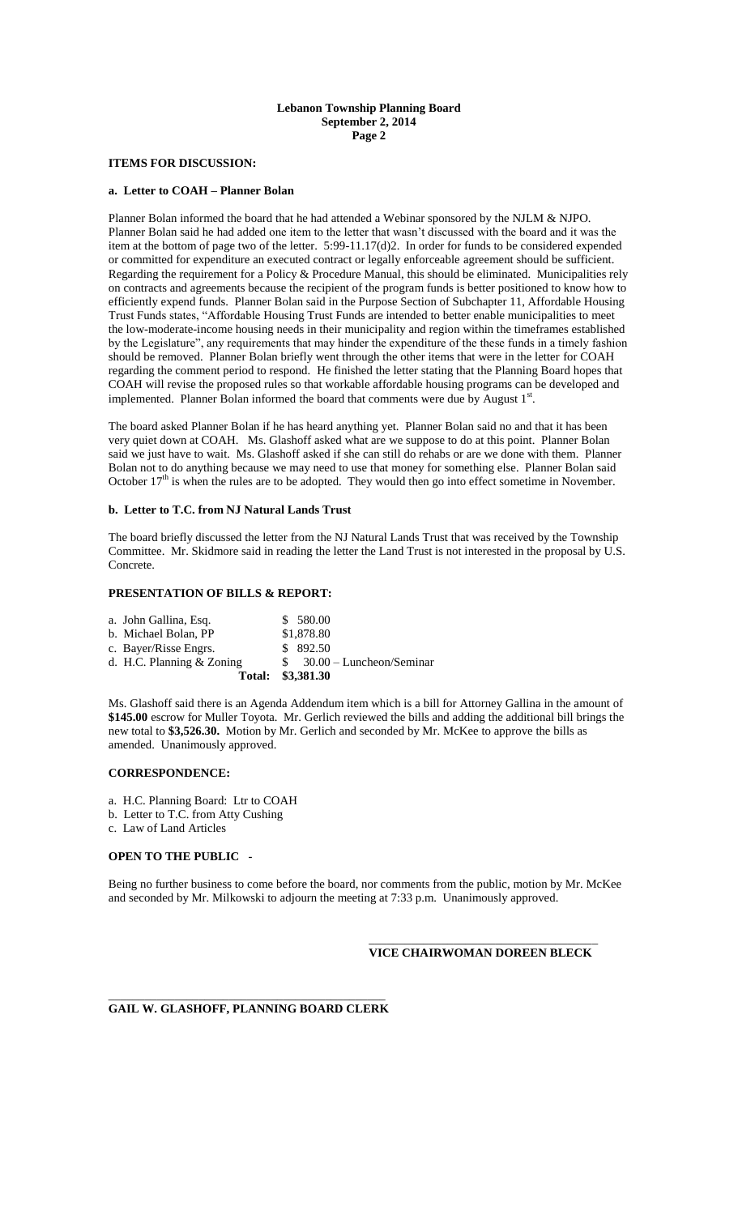## ITEMS FOR DISCUSSION:

### a. Letter to COAH – Planner Bolan

Planner Bolan informed the board that he had attended a Webinar sponsored by the NJLM & NJPO. Planner Bolan said he had added one item to the letter that wasn't discussed with the board and it was the item at the bottom of page two of the letter. 5:99-11.17(d)2. In order for funds to be considered expended or committed for expenditure an executed contract or legally enforceable agreement should be sufficient. Regarding the requirement for a Policy & Procedure Manual, this should be eliminated. Municipalities rely on contracts and agreements because the recipient of the program funds is better positioned to know how to efficiently expend funds. Planner Bolan said in the Purpose Section of Subchapter 11, Affordable Housing Trust Funds states, "Affordable Housing Trust Funds are intended to better enable municipalities to meet the low-moderate-income housing needs in their municipality and region within the timeframes established by the Legislature", any requirements that may hinder the expenditure of the these funds in a timely fashion should be removed. Planner Bolan briefly went through the other items that were in the letter for COAH regarding the comment period to respond. He finished the letter stating that the Planning Board hopes that COAH will revise the proposed rules so that workable affordable housing programs can be developed and implemented. Planner Bolan informed the board that comments were due by August 1st.

The board asked Planner Bolan if he has heard anything yet. Planner Bolan said no and that it has been very quiet down at COAH. Ms. Glashoff asked what are we suppose to do at this point. Planner Bolan said we just have to wait. Ms. Glashoff asked if she can still do rehabs or are we done with them. Planner Bolan not to do anything because we may need to use that money for something else. Planner Bolan said October 17th is when the rules are to be adopted. They would then go into effect sometime in November.

### b. Letter to T.C. from NJ Natural Lands Trust

The board briefly discussed the letter from the NJ Natural Lands Trust that was received by the Township Committee. Mr. Skidmore said in reading the letter the Land Trust is not interested in the proposal by U.S. Concrete.

## PRESENTATION OF BILLS & REPORT:

| | | |
|---|---|---|
| a. John Gallina, Esq. | $ 580.00 | |
| b. Michael Bolan, PP | $1,878.80 | |
| c. Bayer/Risse Engrs. | $ 892.50 | |
| d. H.C. Planning & Zoning | $ 30.00 | – Luncheon/Seminar |
| **Total:** | **$3,381.30** | |

Ms. Glashoff said there is an Agenda Addendum item which is a bill for Attorney Gallina in the amount of **$145.00** escrow for Muller Toyota. Mr. Gerlich reviewed the bills and adding the additional bill brings the new total to **$3,526.30.** Motion by Mr. Gerlich and seconded by Mr. McKee to approve the bills as amended. Unanimously approved.

## CORRESPONDENCE:

a. H.C. Planning Board: Ltr to COAH
b. Letter to T.C. from Atty Cushing
c. Law of Land Articles

## OPEN TO THE PUBLIC -

Being no further business to come before the board, nor comments from the public, motion by Mr. McKee and seconded by Mr. Milkowski to adjourn the meeting at 7:33 p.m. Unanimously approved.

______________________________________
**VICE CHAIRWOMAN DOREEN BLECK**

______________________________________________
**GAIL W. GLASHOFF, PLANNING BOARD CLERK**